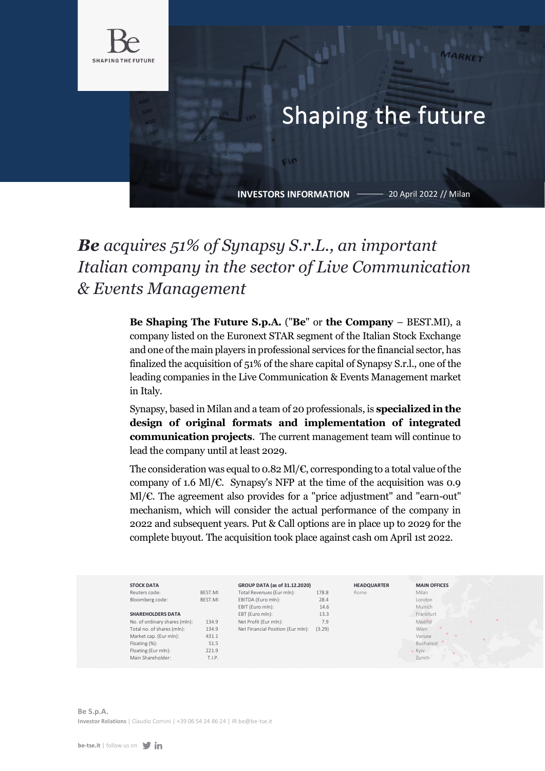Be
SHAPING THE FUTURE

# Shaping the future

**INVESTORS INFORMATION** —— 20 April 2022 // Milan

## ***Be*** *acquires 51% of Synapsy S.r.L., an important Italian company in the sector of Live Communication & Events Management*

**Be Shaping The Future S.p.A.** ("**Be**" or **the Company** – BEST.MI), a company listed on the Euronext STAR segment of the Italian Stock Exchange and one of the main players in professional services for the financial sector, has finalized the acquisition of 51% of the share capital of Synapsy S.r.l., one of the leading companies in the Live Communication & Events Management market in Italy.

Synapsy, based in Milan and a team of 20 professionals, is **specialized in the design of original formats and implementation of integrated communication projects**. The current management team will continue to lead the company until at least 2029.

The consideration was equal to 0.82 Ml/€, corresponding to a total value of the company of 1.6 Ml/€. Synapsy's NFP at the time of the acquisition was 0.9 Ml/€. The agreement also provides for a "price adjustment" and "earn-out" mechanism, which will consider the actual performance of the company in 2022 and subsequent years. Put & Call options are in place up to 2029 for the complete buyout. The acquisition took place against cash om April 1st 2022.

| STOCK DATA | |
|---|---|
| Reuters code: | BEST.MI |
| Bloomberg code: | BEST.MI |

| SHAREHOLDERS DATA | |
|---|---|
| No. of ordinary shares (mln): | 134.9 |
| Total no. of shares (mln): | 134.9 |
| Market cap. (Eur mln): | 431.1 |
| Floating (%): | 51.5 |
| Floating (Eur mln): | 221.9 |
| Main Shareholder: | T.I.P. |

| GROUP DATA (as of 31.12.2020) | |
|---|---|
| Total Revenues (Eur mln): | 178.8 |
| EBITDA (Euro mln): | 28.4 |
| EBIT (Euro mln): | 14.6 |
| EBT (Euro mln): | 13.3 |
| Net Profit (Eur mln): | 7.9 |
| Net Financial Position (Eur mln): | (3.29) |

**HEADQUARTER**
Rome

**MAIN OFFICES**
Milan
London
Munich
Frankfurt
Madrid
Wien
Varsaw
Bucharest
Kyiv
Zurich

**Be S.p.A.**
**Investor Relations** | Claudio Cornini | +39 06 54 24 86 24 | IR.be@be-tse.it

**be-tse.it** | follow us on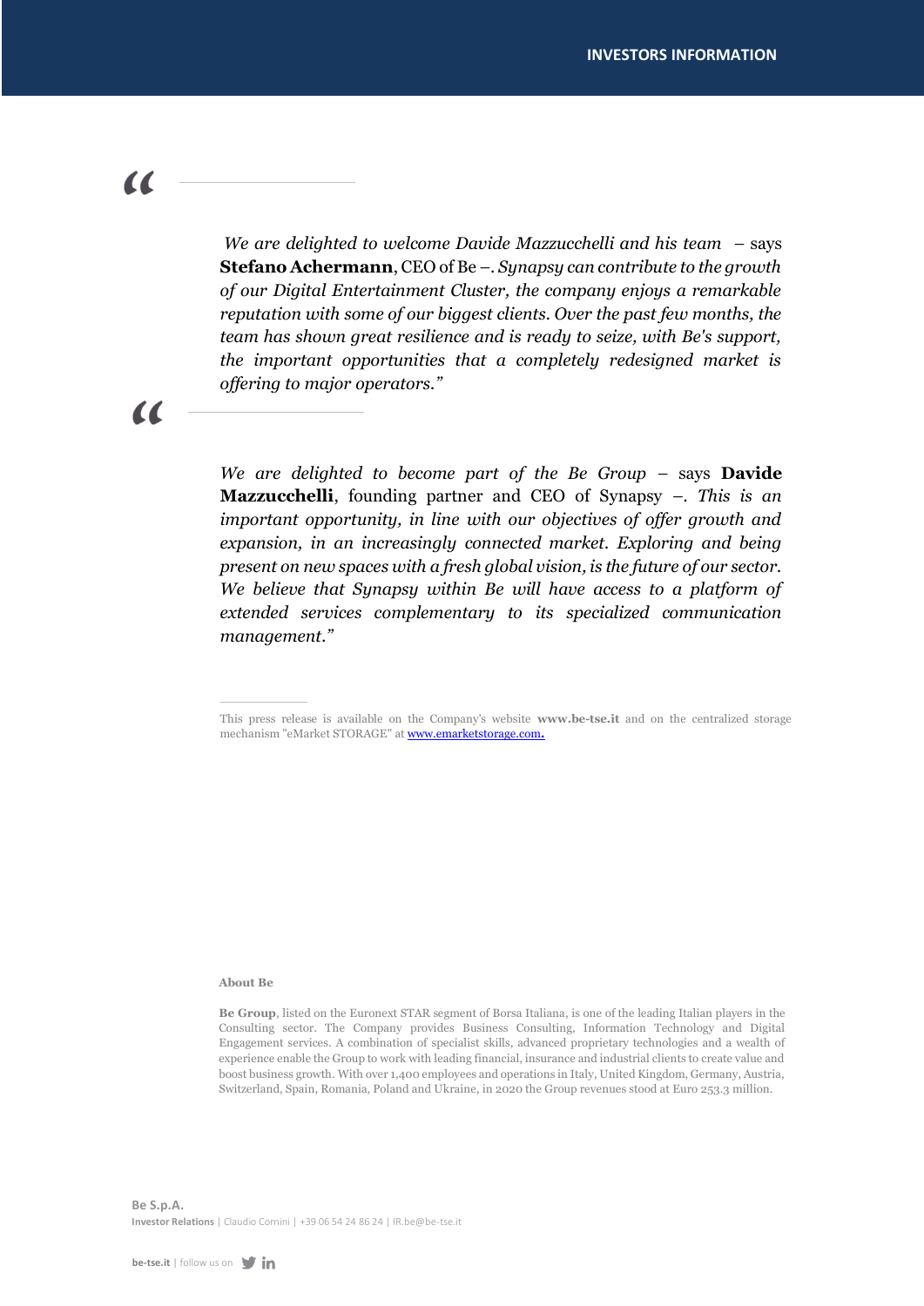"

*We are delighted to welcome Davide Mazzucchelli and his team* – says **Stefano Achermann**, CEO of Be –. *Synapsy can contribute to the growth of our Digital Entertainment Cluster, the company enjoys a remarkable reputation with some of our biggest clients. Over the past few months, the team has shown great resilience and is ready to seize, with Be's support, the important opportunities that a completely redesigned market is offering to major operators.*"

"

*We are delighted to become part of the Be Group* – says **Davide Mazzucchelli**, founding partner and CEO of Synapsy –. *This is an important opportunity, in line with our objectives of offer growth and expansion, in an increasingly connected market. Exploring and being present on new spaces with a fresh global vision, is the future of our sector. We believe that Synapsy within Be will have access to a platform of extended services complementary to its specialized communication management.*"

---

This press release is available on the Company's website **www.be-tse.it** and on the centralized storage mechanism "eMarket STORAGE" at www.emarketstorage.com**.**

**About Be**

**Be Group**, listed on the Euronext STAR segment of Borsa Italiana, is one of the leading Italian players in the Consulting sector. The Company provides Business Consulting, Information Technology and Digital Engagement services. A combination of specialist skills, advanced proprietary technologies and a wealth of experience enable the Group to work with leading financial, insurance and industrial clients to create value and boost business growth. With over 1,400 employees and operations in Italy, United Kingdom, Germany, Austria, Switzerland, Spain, Romania, Poland and Ukraine, in 2020 the Group revenues stood at Euro 253.3 million.

**Be S.p.A.**
**Investor Relations** | Claudio Cornini | +39 06 54 24 86 24 | IR.be@be-tse.it

**be-tse.it** | follow us on